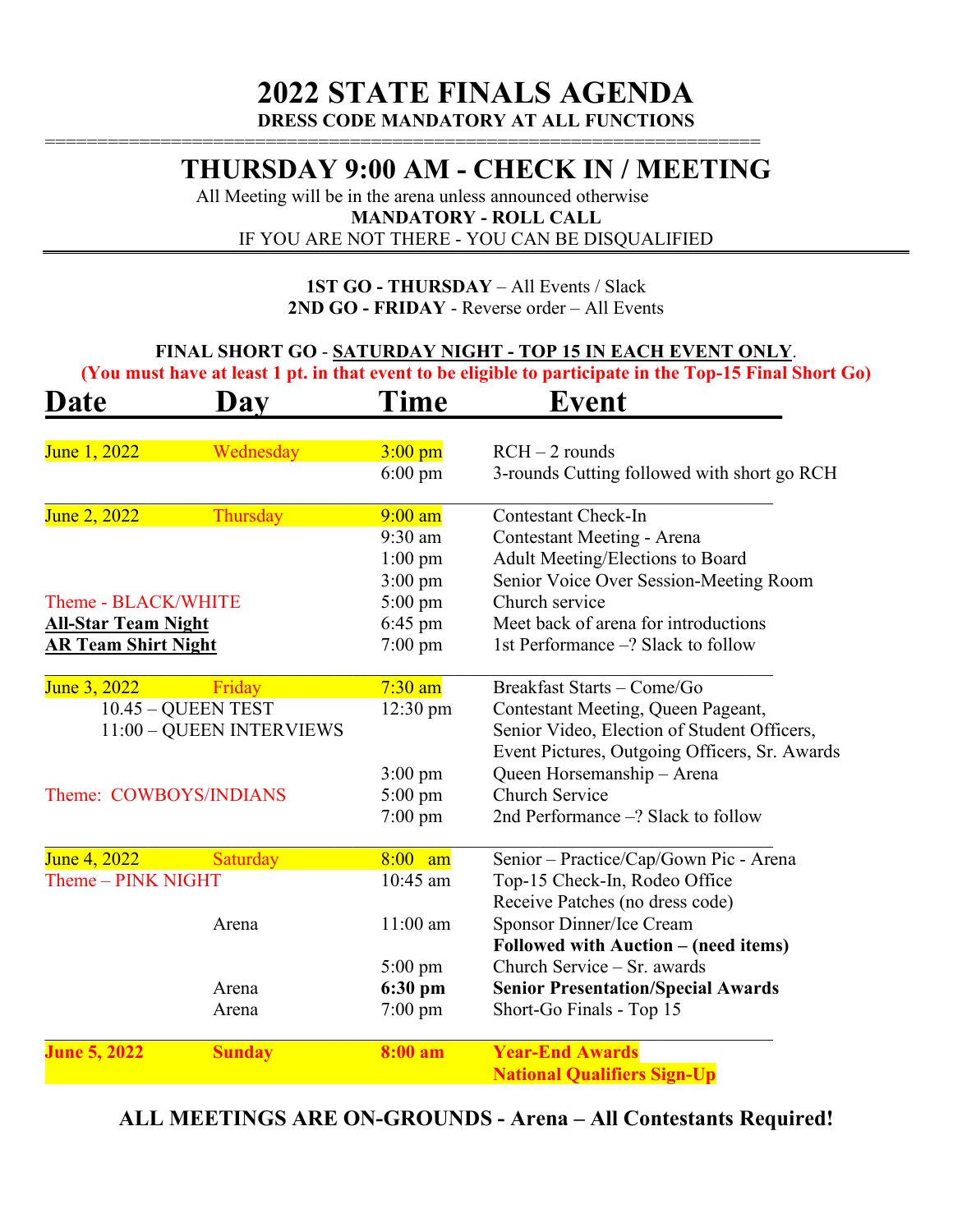# 2022 STATE FINALS AGENDA

**DRESS CODE MANDATORY AT ALL FUNCTIONS**

## THURSDAY 9:00 AM - CHECK IN / MEETING

All Meeting will be in the arena unless announced otherwise

**MANDATORY - ROLL CALL**

IF YOU ARE NOT THERE - YOU CAN BE DISQUALIFIED

**1ST GO - THURSDAY** – All Events / Slack

**2ND GO - FRIDAY** - Reverse order – All Events

**FINAL SHORT GO** - **SATURDAY NIGHT - TOP 15 IN EACH EVENT ONLY**.

**(You must have at least 1 pt. in that event to be eligible to participate in the Top-15 Final Short Go)**

| Date | Day | Time | Event |
|---|---|---|---|
| June 1, 2022 | Wednesday | 3:00 pm | RCH – 2 rounds |
| | | 6:00 pm | 3-rounds Cutting followed with short go RCH |
| June 2, 2022 | Thursday | 9:00 am | Contestant Check-In |
| | | 9:30 am | Contestant Meeting - Arena |
| | | 1:00 pm | Adult Meeting/Elections to Board |
| | | 3:00 pm | Senior Voice Over Session-Meeting Room |
| Theme - BLACK/WHITE | | 5:00 pm | Church service |
| **All-Star Team Night** | | 6:45 pm | Meet back of arena for introductions |
| **AR Team Shirt Night** | | 7:00 pm | 1st Performance –? Slack to follow |
| June 3, 2022 | Friday | 7:30 am | Breakfast Starts – Come/Go |
| 10.45 – QUEEN TEST<br>11:00 – QUEEN INTERVIEWS | | 12:30 pm | Contestant Meeting, Queen Pageant, Senior Video, Election of Student Officers, Event Pictures, Outgoing Officers, Sr. Awards |
| | | 3:00 pm | Queen Horsemanship – Arena |
| Theme: COWBOYS/INDIANS | | 5:00 pm | Church Service |
| | | 7:00 pm | 2nd Performance –? Slack to follow |
| June 4, 2022 | Saturday | 8:00 am | Senior – Practice/Cap/Gown Pic - Arena |
| Theme – PINK NIGHT | | 10:45 am | Top-15 Check-In, Rodeo Office<br>Receive Patches (no dress code) |
| | Arena | 11:00 am | Sponsor Dinner/Ice Cream<br>**Followed with Auction – (need items)** |
| | | 5:00 pm | Church Service – Sr. awards |
| | Arena | **6:30 pm** | **Senior Presentation/Special Awards** |
| | Arena | 7:00 pm | Short-Go Finals - Top 15 |
| **June 5, 2022** | **Sunday** | **8:00 am** | **Year-End Awards**<br>**National Qualifiers Sign-Up** |

**ALL MEETINGS ARE ON-GROUNDS - Arena – All Contestants Required!**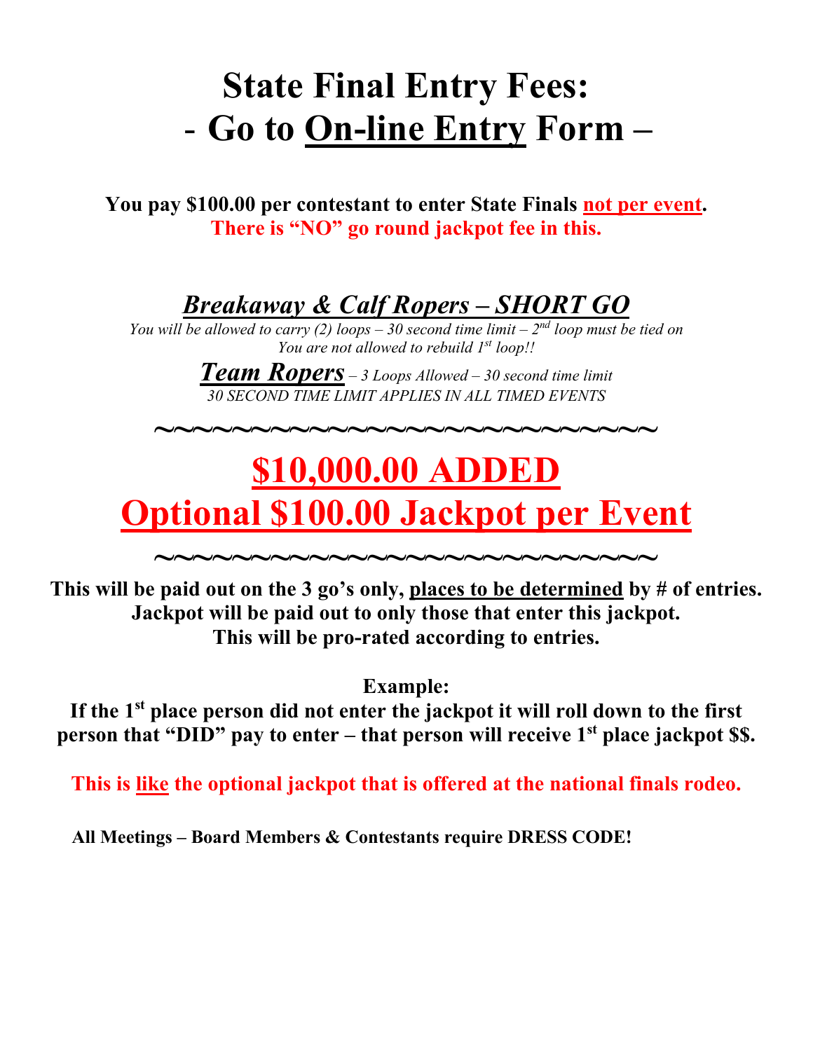# State Final Entry Fees:
# - Go to On-line Entry Form –

**You pay $100.00 per contestant to enter State Finals not per event.**
**There is "NO" go round jackpot fee in this.**

## ***Breakaway & Calf Ropers – SHORT GO***

*You will be allowed to carry (2) loops – 30 second time limit – 2nd loop must be tied on*
*You are not allowed to rebuild 1st loop!!*

***Team Ropers*** *– 3 Loops Allowed – 30 second time limit*
*30 SECOND TIME LIMIT APPLIES IN ALL TIMED EVENTS*

~~~~~~~~~~~~~~~~~~~~~~~~~~~~~~

# $10,000.00 ADDED
# Optional $100.00 Jackpot per Event

~~~~~~~~~~~~~~~~~~~~~~~~~~~~~~

**This will be paid out on the 3 go's only, places to be determined by # of entries.**
**Jackpot will be paid out to only those that enter this jackpot.**
**This will be pro-rated according to entries.**

**Example:**
**If the 1st place person did not enter the jackpot it will roll down to the first person that "DID" pay to enter – that person will receive 1st place jackpot $$.**

**This is like the optional jackpot that is offered at the national finals rodeo.**

**All Meetings – Board Members & Contestants require DRESS CODE!**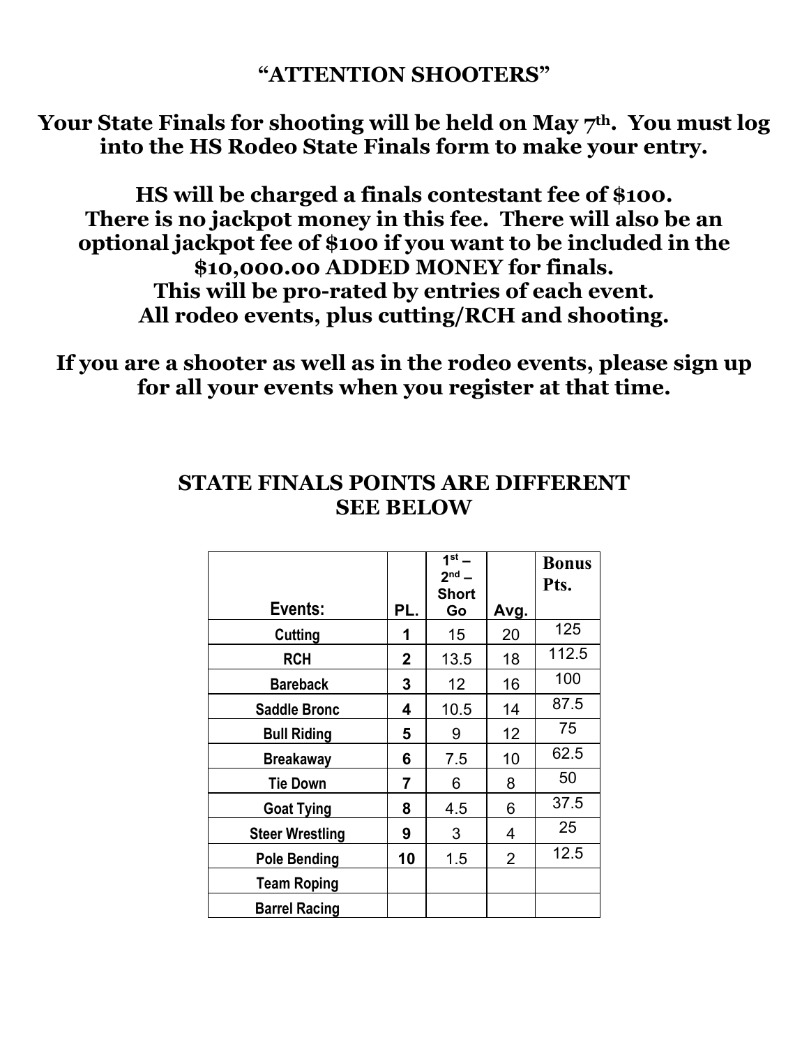# "ATTENTION SHOOTERS"

**Your State Finals for shooting will be held on May 7th. You must log into the HS Rodeo State Finals form to make your entry.**

**HS will be charged a finals contestant fee of $100. There is no jackpot money in this fee. There will also be an optional jackpot fee of $100 if you want to be included in the $10,000.00 ADDED MONEY for finals. This will be pro-rated by entries of each event. All rodeo events, plus cutting/RCH and shooting.**

**If you are a shooter as well as in the rodeo events, please sign up for all your events when you register at that time.**

## STATE FINALS POINTS ARE DIFFERENT SEE BELOW

| Events: | PL. | 1st – 2nd – Short Go | Avg. | Bonus Pts. |
|---|---|---|---|---|
| Cutting | 1 | 15 | 20 | 125 |
| RCH | 2 | 13.5 | 18 | 112.5 |
| Bareback | 3 | 12 | 16 | 100 |
| Saddle Bronc | 4 | 10.5 | 14 | 87.5 |
| Bull Riding | 5 | 9 | 12 | 75 |
| Breakaway | 6 | 7.5 | 10 | 62.5 |
| Tie Down | 7 | 6 | 8 | 50 |
| Goat Tying | 8 | 4.5 | 6 | 37.5 |
| Steer Wrestling | 9 | 3 | 4 | 25 |
| Pole Bending | 10 | 1.5 | 2 | 12.5 |
| Team Roping | | | | |
| Barrel Racing | | | | |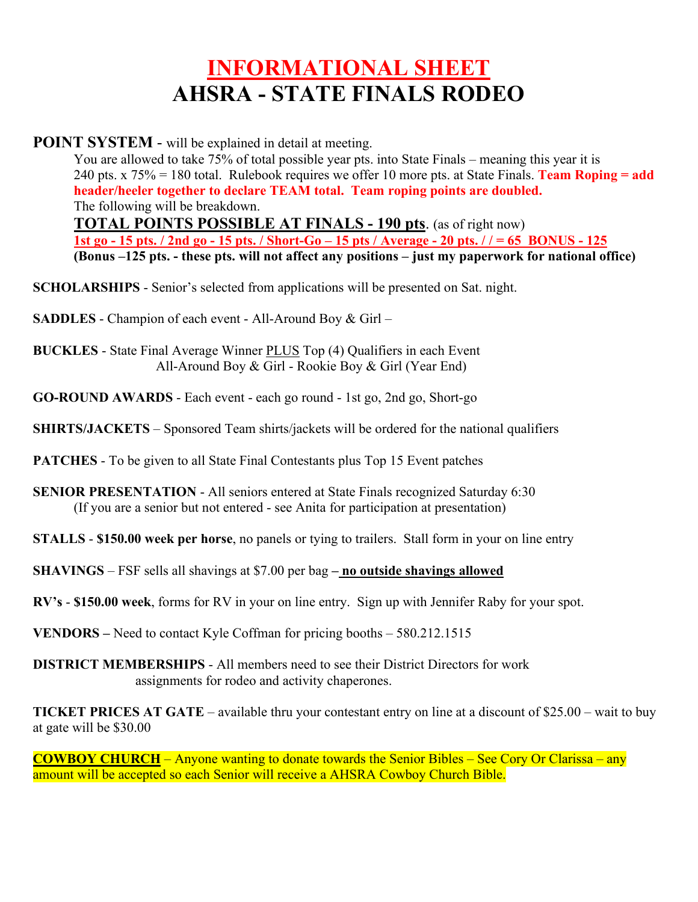# INFORMATIONAL SHEET
# AHSRA - STATE FINALS RODEO

**POINT SYSTEM** - will be explained in detail at meeting.

You are allowed to take 75% of total possible year pts. into State Finals – meaning this year it is 240 pts. x 75% = 180 total. Rulebook requires we offer 10 more pts. at State Finals. **Team Roping = add header/heeler together to declare TEAM total. Team roping points are doubled.**

The following will be breakdown.

**TOTAL POINTS POSSIBLE AT FINALS - 190 pts**. (as of right now)

**1st go - 15 pts. / 2nd go - 15 pts. / Short-Go – 15 pts / Average - 20 pts. / / = 65 BONUS - 125**

**(Bonus –125 pts. - these pts. will not affect any positions – just my paperwork for national office)**

**SCHOLARSHIPS** - Senior's selected from applications will be presented on Sat. night.

**SADDLES** - Champion of each event - All-Around Boy & Girl –

**BUCKLES** - State Final Average Winner PLUS Top (4) Qualifiers in each Event
All-Around Boy & Girl - Rookie Boy & Girl (Year End)

**GO-ROUND AWARDS** - Each event - each go round - 1st go, 2nd go, Short-go

**SHIRTS/JACKETS** – Sponsored Team shirts/jackets will be ordered for the national qualifiers

**PATCHES** - To be given to all State Final Contestants plus Top 15 Event patches

**SENIOR PRESENTATION** - All seniors entered at State Finals recognized Saturday 6:30
(If you are a senior but not entered - see Anita for participation at presentation)

**STALLS** - **$150.00 week per horse**, no panels or tying to trailers. Stall form in your on line entry

**SHAVINGS** – FSF sells all shavings at $7.00 per bag **– no outside shavings allowed**

**RV's** - **$150.00 week**, forms for RV in your on line entry. Sign up with Jennifer Raby for your spot.

**VENDORS –** Need to contact Kyle Coffman for pricing booths – 580.212.1515

**DISTRICT MEMBERSHIPS** - All members need to see their District Directors for work assignments for rodeo and activity chaperones.

**TICKET PRICES AT GATE** – available thru your contestant entry on line at a discount of $25.00 – wait to buy at gate will be $30.00

**COWBOY CHURCH** – Anyone wanting to donate towards the Senior Bibles – See Cory Or Clarissa – any amount will be accepted so each Senior will receive a AHSRA Cowboy Church Bible.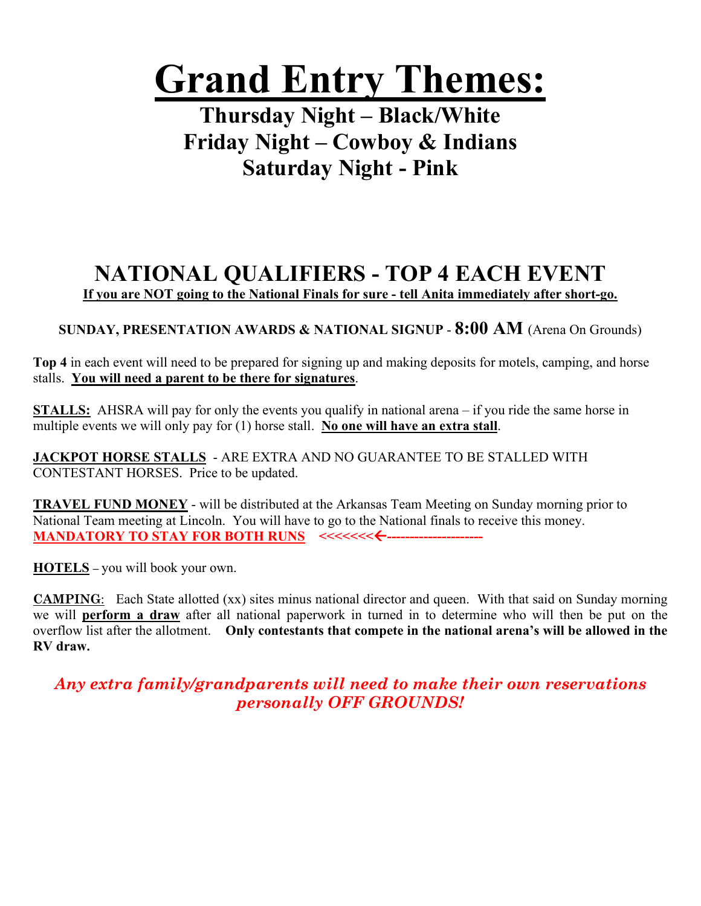# Grand Entry Themes:

## Thursday Night – Black/White
## Friday Night – Cowboy & Indians
## Saturday Night - Pink

## NATIONAL QUALIFIERS - TOP 4 EACH EVENT

**If you are NOT going to the National Finals for sure - tell Anita immediately after short-go.**

**SUNDAY, PRESENTATION AWARDS & NATIONAL SIGNUP - 8:00 AM** (Arena On Grounds)

**Top 4** in each event will need to be prepared for signing up and making deposits for motels, camping, and horse stalls. **You will need a parent to be there for signatures**.

**STALLS:** AHSRA will pay for only the events you qualify in national arena – if you ride the same horse in multiple events we will only pay for (1) horse stall. **No one will have an extra stall**.

**JACKPOT HORSE STALLS** - ARE EXTRA AND NO GUARANTEE TO BE STALLED WITH CONTESTANT HORSES. Price to be updated.

**TRAVEL FUND MONEY** - will be distributed at the Arkansas Team Meeting on Sunday morning prior to National Team meeting at Lincoln. You will have to go to the National finals to receive this money. **MANDATORY TO STAY FOR BOTH RUNS <<<<<<<←--------------------**

**HOTELS** – you will book your own.

**CAMPING**: Each State allotted (xx) sites minus national director and queen. With that said on Sunday morning we will **perform a draw** after all national paperwork in turned in to determine who will then be put on the overflow list after the allotment. **Only contestants that compete in the national arena's will be allowed in the RV draw.**

***Any extra family/grandparents will need to make their own reservations personally OFF GROUNDS!***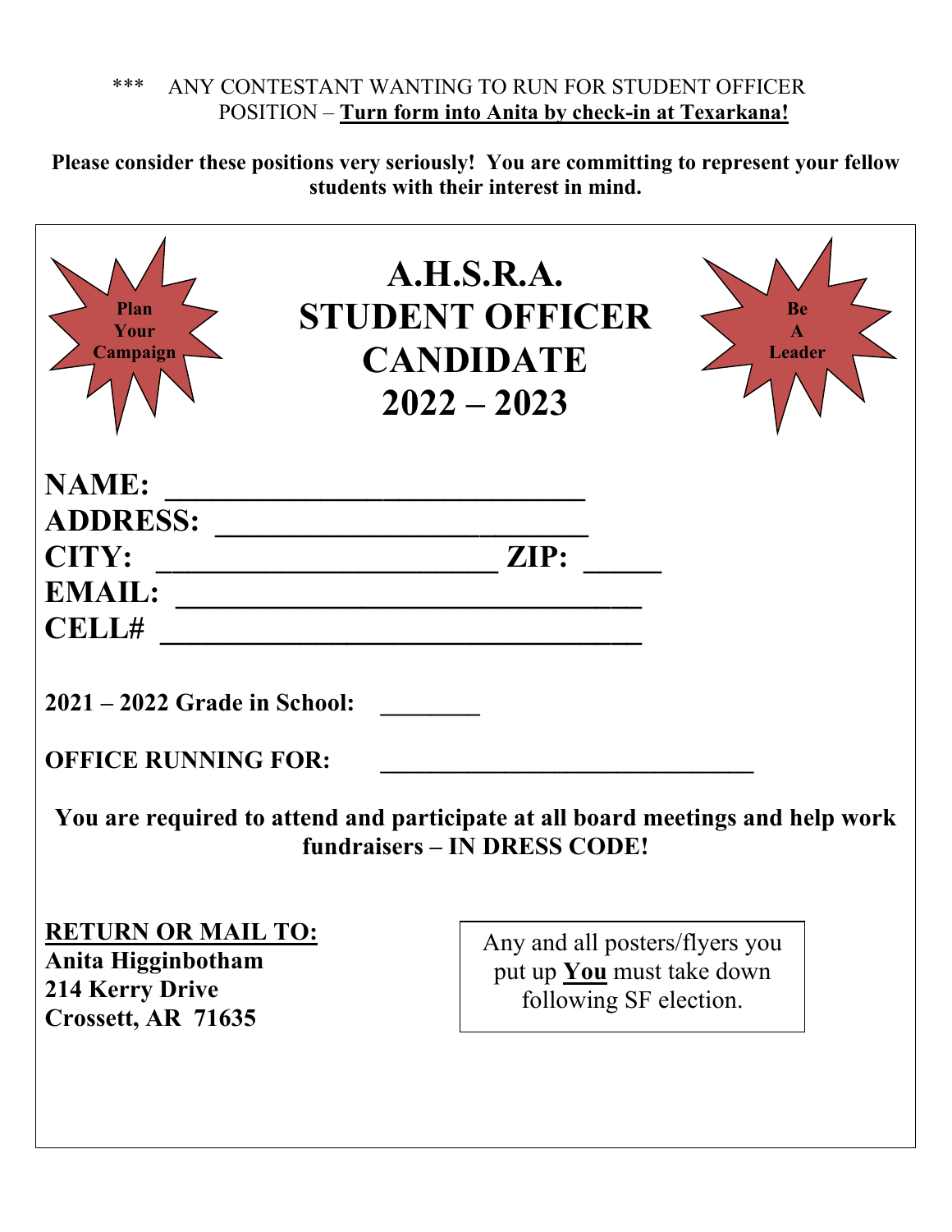\*\*\* ANY CONTESTANT WANTING TO RUN FOR STUDENT OFFICER POSITION – **Turn form into Anita by check-in at Texarkana!**

**Please consider these positions very seriously! You are committing to represent your fellow students with their interest in mind.**

**Plan Your Campaign**

# A.H.S.R.A. STUDENT OFFICER CANDIDATE 2022 – 2023

**Be A Leader**

**NAME:** ___________________________

**ADDRESS:** ________________________

**CITY:** ______________________ **ZIP:** _____

**EMAIL:** ______________________________

**CELL#** _______________________________

**2021 – 2022 Grade in School:** ________

**OFFICE RUNNING FOR:** ______________________________

**You are required to attend and participate at all board meetings and help work fundraisers – IN DRESS CODE!**

**RETURN OR MAIL TO:**
**Anita Higginbotham**
**214 Kerry Drive**
**Crossett, AR 71635**

Any and all posters/flyers you put up **You** must take down following SF election.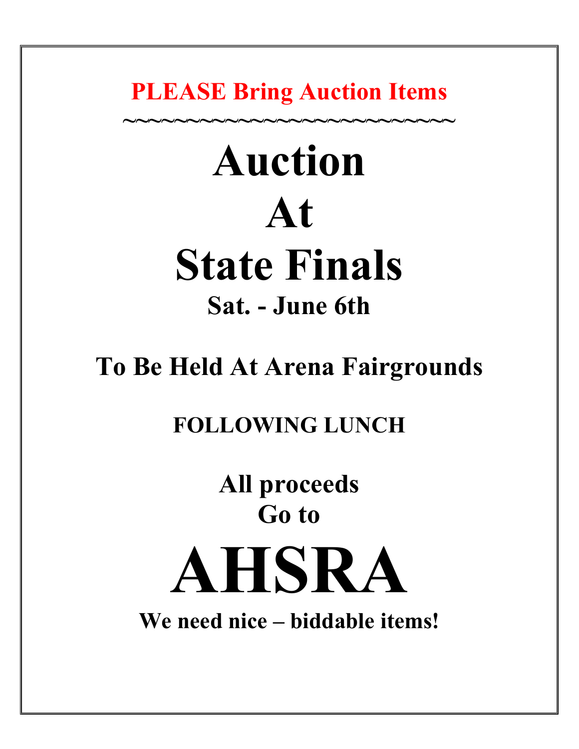**PLEASE Bring Auction Items**

~~~~~~~~~~~~~~~~~~~~~~~~~~~~

# Auction
# At
# State Finals

## Sat. - June 6th

## To Be Held At Arena Fairgrounds

## FOLLOWING LUNCH

## All proceeds
## Go to

# AHSRA

## We need nice – biddable items!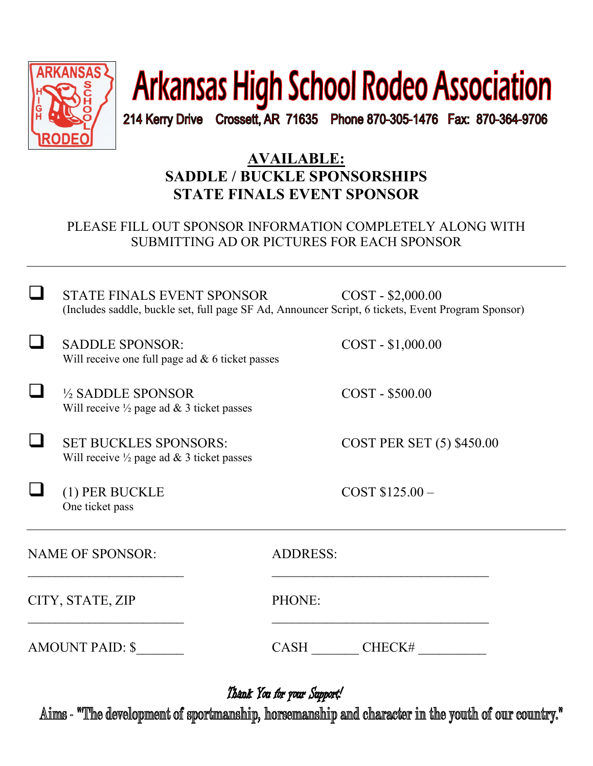# Arkansas High School Rodeo Association

214 Kerry Drive Crossett, AR 71635 Phone 870-305-1476 Fax: 870-364-9706

## AVAILABLE:
## SADDLE / BUCKLE SPONSORSHIPS
## STATE FINALS EVENT SPONSOR

PLEASE FILL OUT SPONSOR INFORMATION COMPLETELY ALONG WITH SUBMITTING AD OR PICTURES FOR EACH SPONSOR

---

- ☐ STATE FINALS EVENT SPONSOR COST - $2,000.00
  (Includes saddle, buckle set, full page SF Ad, Announcer Script, 6 tickets, Event Program Sponsor)

- ☐ SADDLE SPONSOR: COST - $1,000.00
  Will receive one full page ad & 6 ticket passes

- ☐ ½ SADDLE SPONSOR COST - $500.00
  Will receive ½ page ad & 3 ticket passes

- ☐ SET BUCKLES SPONSORS: COST PER SET (5) $450.00
  Will receive ½ page ad & 3 ticket passes

- ☐ (1) PER BUCKLE COST $125.00 –
  One ticket pass

---

NAME OF SPONSOR: ________________________ ADDRESS: __________________________________

CITY, STATE, ZIP ________________________ PHONE: __________________________________

AMOUNT PAID: $_______ CASH _______ CHECK# __________

*Thank You for your Support!*

Aims - "The development of sportmanship, horsemanship and character in the youth of our country."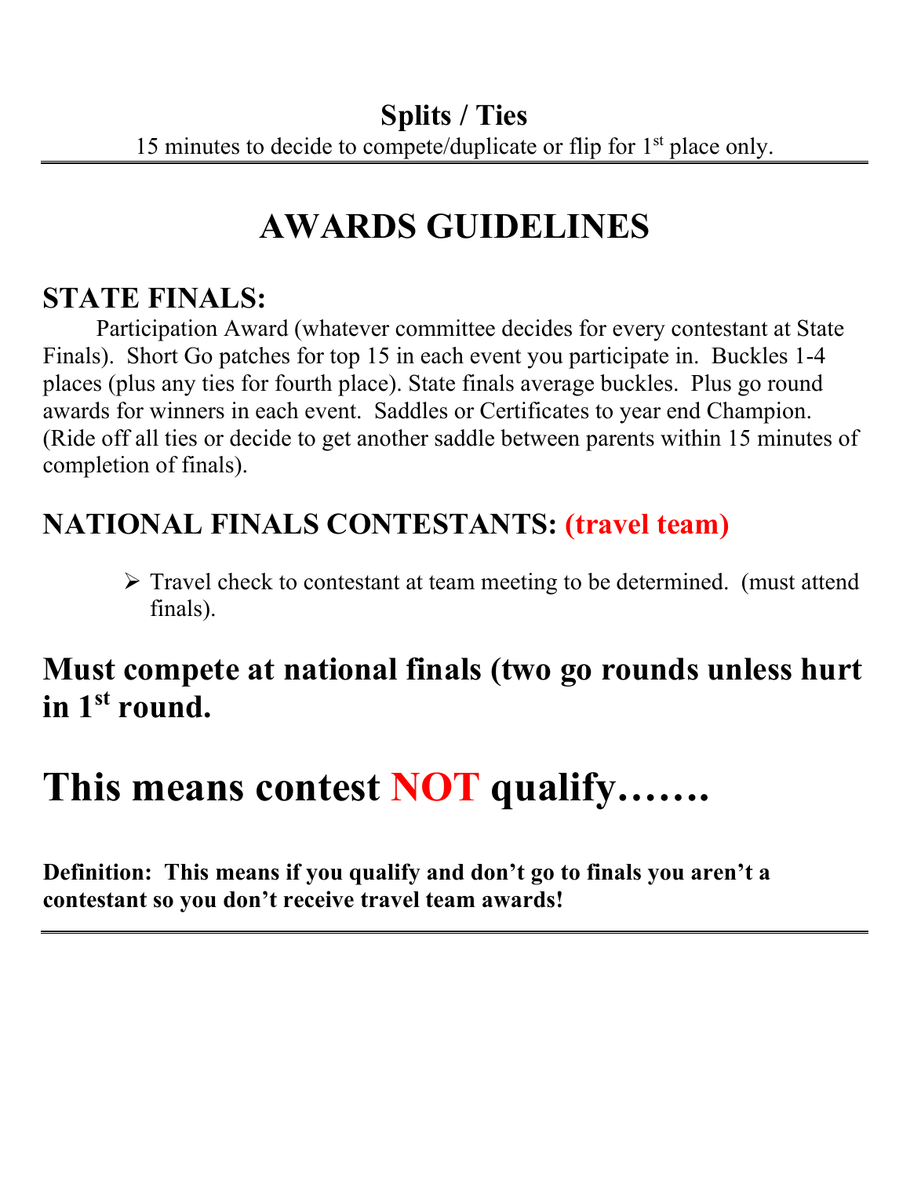## Splits / Ties

15 minutes to decide to compete/duplicate or flip for 1st place only.

---

# AWARDS GUIDELINES

## STATE FINALS:

Participation Award (whatever committee decides for every contestant at State Finals). Short Go patches for top 15 in each event you participate in. Buckles 1-4 places (plus any ties for fourth place). State finals average buckles. Plus go round awards for winners in each event. Saddles or Certificates to year end Champion. (Ride off all ties or decide to get another saddle between parents within 15 minutes of completion of finals).

## NATIONAL FINALS CONTESTANTS: (travel team)

- Travel check to contestant at team meeting to be determined. (must attend finals).

## Must compete at national finals (two go rounds unless hurt in 1st round.

# This means contest NOT qualify…….

**Definition: This means if you qualify and don't go to finals you aren't a contestant so you don't receive travel team awards!**

---